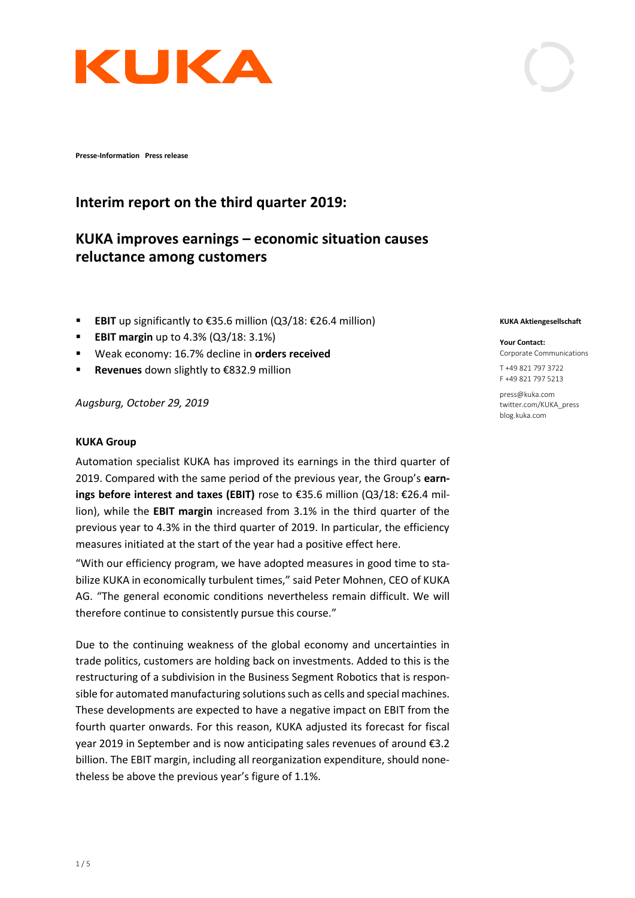Presse-Information Press release

# Interim report on the third quarter 2019:

## KUKA improves earnings – economic situation causes reluctance among customers

- **EBIT** up significantly to €35.6 million (Q3/18: €26.4 million)
- **EBIT margin** up to 4.3% (Q3/18: 3.1%)
- Weak economy: 16.7% decline in **orders received**
- **Revenues** down slightly to €832.9 million

*Augsburg, October 29, 2019*

**KUKA Aktiengesellschaft**

**Your Contact:**
Corporate Communications

T +49 821 797 3722
F +49 821 797 5213

press@kuka.com
twitter.com/KUKA_press
blog.kuka.com

### KUKA Group

Automation specialist KUKA has improved its earnings in the third quarter of 2019. Compared with the same period of the previous year, the Group's **earnings before interest and taxes (EBIT)** rose to €35.6 million (Q3/18: €26.4 million), while the **EBIT margin** increased from 3.1% in the third quarter of the previous year to 4.3% in the third quarter of 2019. In particular, the efficiency measures initiated at the start of the year had a positive effect here.

"With our efficiency program, we have adopted measures in good time to stabilize KUKA in economically turbulent times," said Peter Mohnen, CEO of KUKA AG. "The general economic conditions nevertheless remain difficult. We will therefore continue to consistently pursue this course."

Due to the continuing weakness of the global economy and uncertainties in trade politics, customers are holding back on investments. Added to this is the restructuring of a subdivision in the Business Segment Robotics that is responsible for automated manufacturing solutions such as cells and special machines. These developments are expected to have a negative impact on EBIT from the fourth quarter onwards. For this reason, KUKA adjusted its forecast for fiscal year 2019 in September and is now anticipating sales revenues of around €3.2 billion. The EBIT margin, including all reorganization expenditure, should nonetheless be above the previous year's figure of 1.1%.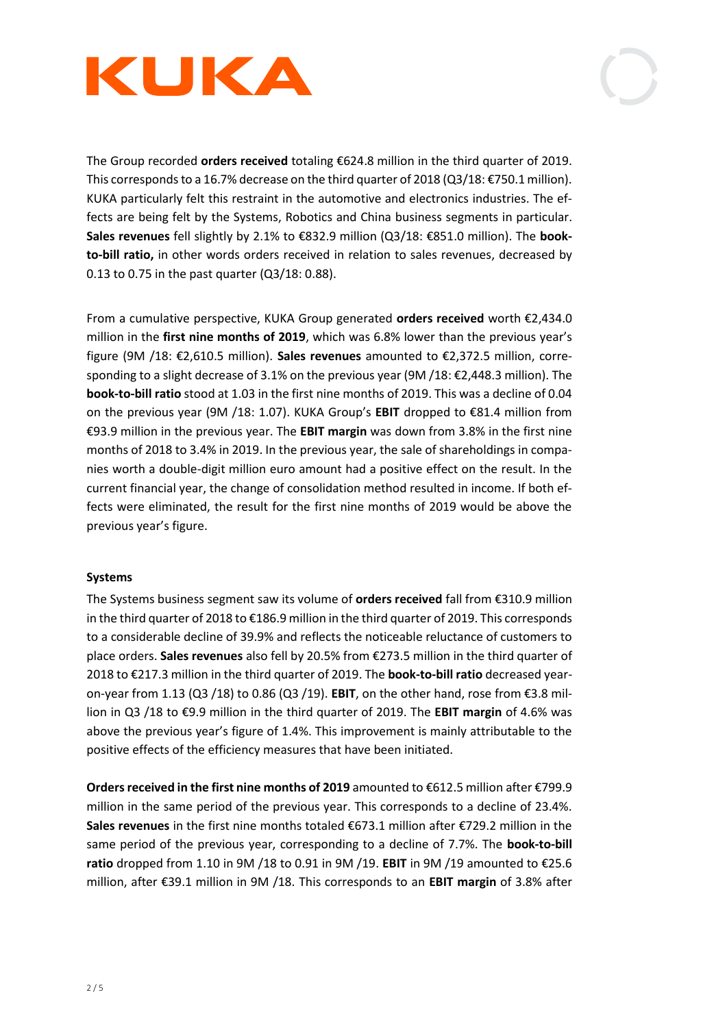The Group recorded **orders received** totaling €624.8 million in the third quarter of 2019. This corresponds to a 16.7% decrease on the third quarter of 2018 (Q3/18: €750.1 million). KUKA particularly felt this restraint in the automotive and electronics industries. The effects are being felt by the Systems, Robotics and China business segments in particular. **Sales revenues** fell slightly by 2.1% to €832.9 million (Q3/18: €851.0 million). The **book-to-bill ratio,** in other words orders received in relation to sales revenues, decreased by 0.13 to 0.75 in the past quarter (Q3/18: 0.88).

From a cumulative perspective, KUKA Group generated **orders received** worth €2,434.0 million in the **first nine months of 2019**, which was 6.8% lower than the previous year's figure (9M /18: €2,610.5 million). **Sales revenues** amounted to €2,372.5 million, corresponding to a slight decrease of 3.1% on the previous year (9M /18: €2,448.3 million). The **book-to-bill ratio** stood at 1.03 in the first nine months of 2019. This was a decline of 0.04 on the previous year (9M /18: 1.07). KUKA Group's **EBIT** dropped to €81.4 million from €93.9 million in the previous year. The **EBIT margin** was down from 3.8% in the first nine months of 2018 to 3.4% in 2019. In the previous year, the sale of shareholdings in companies worth a double-digit million euro amount had a positive effect on the result. In the current financial year, the change of consolidation method resulted in income. If both effects were eliminated, the result for the first nine months of 2019 would be above the previous year's figure.

**Systems**

The Systems business segment saw its volume of **orders received** fall from €310.9 million in the third quarter of 2018 to €186.9 million in the third quarter of 2019. This corresponds to a considerable decline of 39.9% and reflects the noticeable reluctance of customers to place orders. **Sales revenues** also fell by 20.5% from €273.5 million in the third quarter of 2018 to €217.3 million in the third quarter of 2019. The **book-to-bill ratio** decreased year-on-year from 1.13 (Q3 /18) to 0.86 (Q3 /19). **EBIT**, on the other hand, rose from €3.8 million in Q3 /18 to €9.9 million in the third quarter of 2019. The **EBIT margin** of 4.6% was above the previous year's figure of 1.4%. This improvement is mainly attributable to the positive effects of the efficiency measures that have been initiated.

**Orders received in the first nine months of 2019** amounted to €612.5 million after €799.9 million in the same period of the previous year. This corresponds to a decline of 23.4%. **Sales revenues** in the first nine months totaled €673.1 million after €729.2 million in the same period of the previous year, corresponding to a decline of 7.7%. The **book-to-bill ratio** dropped from 1.10 in 9M /18 to 0.91 in 9M /19. **EBIT** in 9M /19 amounted to €25.6 million, after €39.1 million in 9M /18. This corresponds to an **EBIT margin** of 3.8% after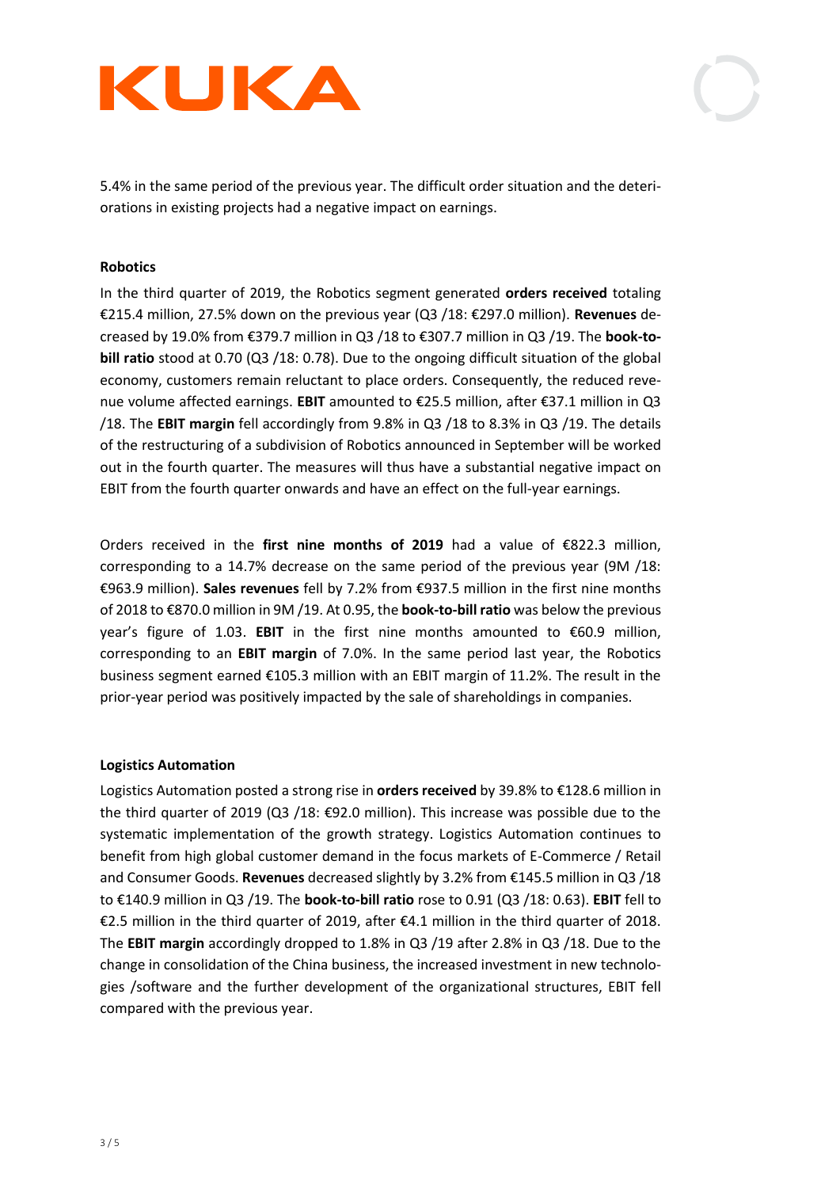5.4% in the same period of the previous year. The difficult order situation and the deteriorations in existing projects had a negative impact on earnings.

**Robotics**

In the third quarter of 2019, the Robotics segment generated **orders received** totaling €215.4 million, 27.5% down on the previous year (Q3 /18: €297.0 million). **Revenues** decreased by 19.0% from €379.7 million in Q3 /18 to €307.7 million in Q3 /19. The **book-to-bill ratio** stood at 0.70 (Q3 /18: 0.78). Due to the ongoing difficult situation of the global economy, customers remain reluctant to place orders. Consequently, the reduced revenue volume affected earnings. **EBIT** amounted to €25.5 million, after €37.1 million in Q3 /18. The **EBIT margin** fell accordingly from 9.8% in Q3 /18 to 8.3% in Q3 /19. The details of the restructuring of a subdivision of Robotics announced in September will be worked out in the fourth quarter. The measures will thus have a substantial negative impact on EBIT from the fourth quarter onwards and have an effect on the full-year earnings.

Orders received in the **first nine months of 2019** had a value of €822.3 million, corresponding to a 14.7% decrease on the same period of the previous year (9M /18: €963.9 million). **Sales revenues** fell by 7.2% from €937.5 million in the first nine months of 2018 to €870.0 million in 9M /19. At 0.95, the **book-to-bill ratio** was below the previous year's figure of 1.03. **EBIT** in the first nine months amounted to €60.9 million, corresponding to an **EBIT margin** of 7.0%. In the same period last year, the Robotics business segment earned €105.3 million with an EBIT margin of 11.2%. The result in the prior-year period was positively impacted by the sale of shareholdings in companies.

**Logistics Automation**

Logistics Automation posted a strong rise in **orders received** by 39.8% to €128.6 million in the third quarter of 2019 (Q3 /18: €92.0 million). This increase was possible due to the systematic implementation of the growth strategy. Logistics Automation continues to benefit from high global customer demand in the focus markets of E-Commerce / Retail and Consumer Goods. **Revenues** decreased slightly by 3.2% from €145.5 million in Q3 /18 to €140.9 million in Q3 /19. The **book-to-bill ratio** rose to 0.91 (Q3 /18: 0.63). **EBIT** fell to €2.5 million in the third quarter of 2019, after €4.1 million in the third quarter of 2018. The **EBIT margin** accordingly dropped to 1.8% in Q3 /19 after 2.8% in Q3 /18. Due to the change in consolidation of the China business, the increased investment in new technologies /software and the further development of the organizational structures, EBIT fell compared with the previous year.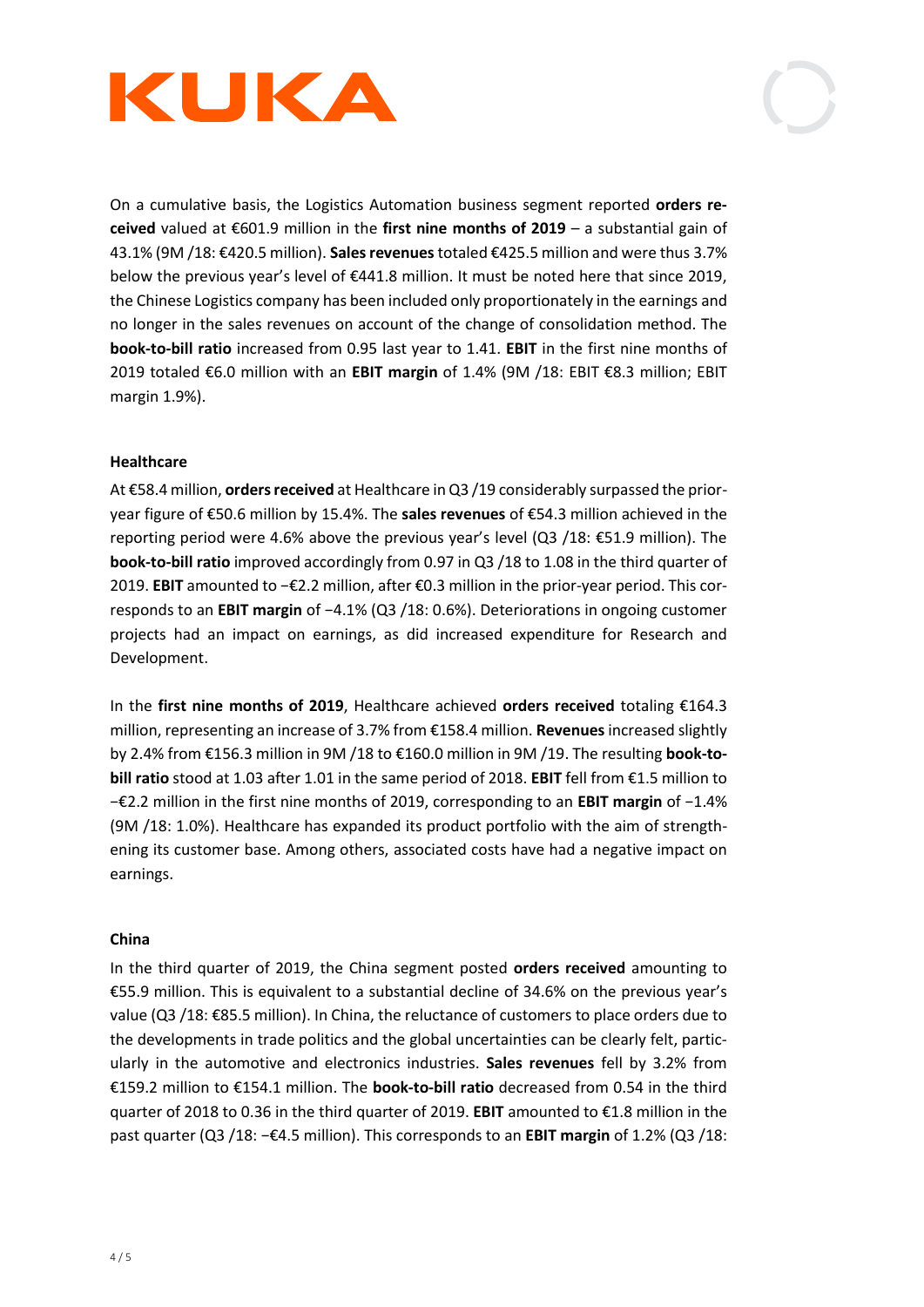On a cumulative basis, the Logistics Automation business segment reported **orders received** valued at €601.9 million in the **first nine months of 2019** – a substantial gain of 43.1% (9M /18: €420.5 million). **Sales revenues** totaled €425.5 million and were thus 3.7% below the previous year's level of €441.8 million. It must be noted here that since 2019, the Chinese Logistics company has been included only proportionately in the earnings and no longer in the sales revenues on account of the change of consolidation method. The **book-to-bill ratio** increased from 0.95 last year to 1.41. **EBIT** in the first nine months of 2019 totaled €6.0 million with an **EBIT margin** of 1.4% (9M /18: EBIT €8.3 million; EBIT margin 1.9%).

**Healthcare**

At €58.4 million, **orders received** at Healthcare in Q3 /19 considerably surpassed the prior-year figure of €50.6 million by 15.4%. The **sales revenues** of €54.3 million achieved in the reporting period were 4.6% above the previous year's level (Q3 /18: €51.9 million). The **book-to-bill ratio** improved accordingly from 0.97 in Q3 /18 to 1.08 in the third quarter of 2019. **EBIT** amounted to −€2.2 million, after €0.3 million in the prior-year period. This corresponds to an **EBIT margin** of −4.1% (Q3 /18: 0.6%). Deteriorations in ongoing customer projects had an impact on earnings, as did increased expenditure for Research and Development.

In the **first nine months of 2019**, Healthcare achieved **orders received** totaling €164.3 million, representing an increase of 3.7% from €158.4 million. **Revenues** increased slightly by 2.4% from €156.3 million in 9M /18 to €160.0 million in 9M /19. The resulting **book-to-bill ratio** stood at 1.03 after 1.01 in the same period of 2018. **EBIT** fell from €1.5 million to −€2.2 million in the first nine months of 2019, corresponding to an **EBIT margin** of −1.4% (9M /18: 1.0%). Healthcare has expanded its product portfolio with the aim of strengthening its customer base. Among others, associated costs have had a negative impact on earnings.

**China**

In the third quarter of 2019, the China segment posted **orders received** amounting to €55.9 million. This is equivalent to a substantial decline of 34.6% on the previous year's value (Q3 /18: €85.5 million). In China, the reluctance of customers to place orders due to the developments in trade politics and the global uncertainties can be clearly felt, particularly in the automotive and electronics industries. **Sales revenues** fell by 3.2% from €159.2 million to €154.1 million. The **book-to-bill ratio** decreased from 0.54 in the third quarter of 2018 to 0.36 in the third quarter of 2019. **EBIT** amounted to €1.8 million in the past quarter (Q3 /18: −€4.5 million). This corresponds to an **EBIT margin** of 1.2% (Q3 /18: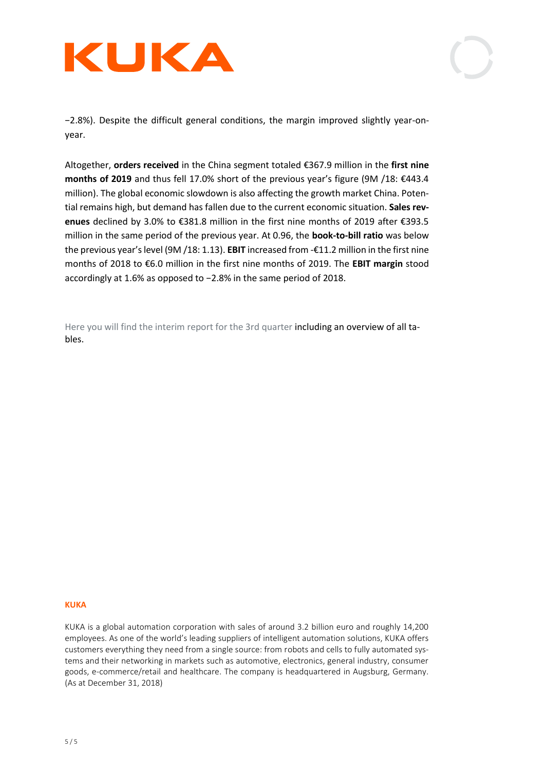−2.8%). Despite the difficult general conditions, the margin improved slightly year-on-year.

Altogether, **orders received** in the China segment totaled €367.9 million in the **first nine months of 2019** and thus fell 17.0% short of the previous year's figure (9M /18: €443.4 million). The global economic slowdown is also affecting the growth market China. Potential remains high, but demand has fallen due to the current economic situation. **Sales revenues** declined by 3.0% to €381.8 million in the first nine months of 2019 after €393.5 million in the same period of the previous year. At 0.96, the **book-to-bill ratio** was below the previous year's level (9M /18: 1.13). **EBIT** increased from -€11.2 million in the first nine months of 2018 to €6.0 million in the first nine months of 2019. The **EBIT margin** stood accordingly at 1.6% as opposed to −2.8% in the same period of 2018.

Here you will find the interim report for the 3rd quarter including an overview of all tables.

**KUKA**

KUKA is a global automation corporation with sales of around 3.2 billion euro and roughly 14,200 employees. As one of the world's leading suppliers of intelligent automation solutions, KUKA offers customers everything they need from a single source: from robots and cells to fully automated systems and their networking in markets such as automotive, electronics, general industry, consumer goods, e-commerce/retail and healthcare. The company is headquartered in Augsburg, Germany. (As at December 31, 2018)